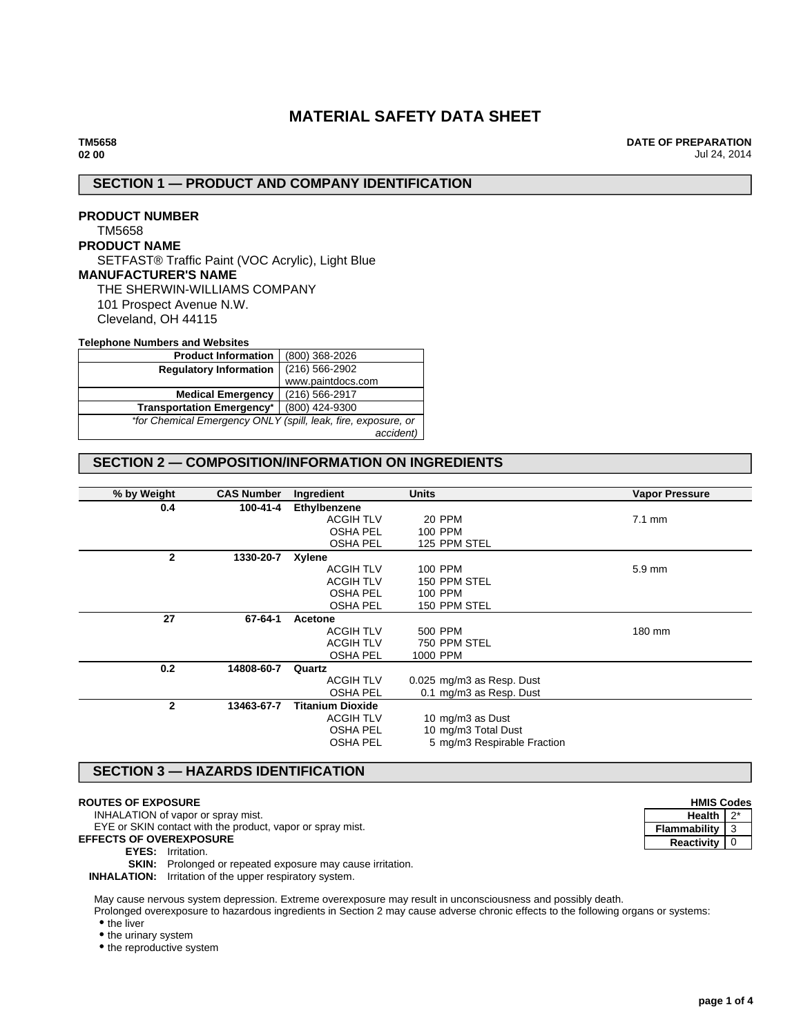# MATERIAL SAFETY DATA SHEET

**TM5658**
**02 00**

**DATE OF PREPARATION**
Jul 24, 2014

## SECTION 1 — PRODUCT AND COMPANY IDENTIFICATION

**PRODUCT NUMBER**
TM5658

**PRODUCT NAME**
SETFAST® Traffic Paint (VOC Acrylic), Light Blue

**MANUFACTURER'S NAME**
THE SHERWIN-WILLIAMS COMPANY
101 Prospect Avenue N.W.
Cleveland, OH 44115

**Telephone Numbers and Websites**

| | |
|---|---|
| **Product Information** | (800) 368-2026 |
| **Regulatory Information** | (216) 566-2902<br>www.paintdocs.com |
| **Medical Emergency** | (216) 566-2917 |
| **Transportation Emergency*** | (800) 424-9300 |
| *\*for Chemical Emergency ONLY (spill, leak, fire, exposure, or accident)* | |

## SECTION 2 — COMPOSITION/INFORMATION ON INGREDIENTS

| % by Weight | CAS Number | Ingredient | | Units | Vapor Pressure |
|---|---|---|---|---|---|
| 0.4 | 100-41-4 | **Ethylbenzene** | | | |
| | | | ACGIH TLV | 20 PPM | 7.1 mm |
| | | | OSHA PEL | 100 PPM | |
| | | | OSHA PEL | 125 PPM STEL | |
| 2 | 1330-20-7 | **Xylene** | | | |
| | | | ACGIH TLV | 100 PPM | 5.9 mm |
| | | | ACGIH TLV | 150 PPM STEL | |
| | | | OSHA PEL | 100 PPM | |
| | | | OSHA PEL | 150 PPM STEL | |
| 27 | 67-64-1 | **Acetone** | | | |
| | | | ACGIH TLV | 500 PPM | 180 mm |
| | | | ACGIH TLV | 750 PPM STEL | |
| | | | OSHA PEL | 1000 PPM | |
| 0.2 | 14808-60-7 | **Quartz** | | | |
| | | | ACGIH TLV | 0.025 mg/m3 as Resp. Dust | |
| | | | OSHA PEL | 0.1 mg/m3 as Resp. Dust | |
| 2 | 13463-67-7 | **Titanium Dioxide** | | | |
| | | | ACGIH TLV | 10 mg/m3 as Dust | |
| | | | OSHA PEL | 10 mg/m3 Total Dust | |
| | | | OSHA PEL | 5 mg/m3 Respirable Fraction | |

## SECTION 3 — HAZARDS IDENTIFICATION

| HMIS Codes | |
|---|---|
| **Health** | 2* |
| **Flammability** | 3 |
| **Reactivity** | 0 |

**ROUTES OF EXPOSURE**

INHALATION of vapor or spray mist.
EYE or SKIN contact with the product, vapor or spray mist.

**EFFECTS OF OVEREXPOSURE**

**EYES:** Irritation.
**SKIN:** Prolonged or repeated exposure may cause irritation.
**INHALATION:** Irritation of the upper respiratory system.

May cause nervous system depression. Extreme overexposure may result in unconsciousness and possibly death.

Prolonged overexposure to hazardous ingredients in Section 2 may cause adverse chronic effects to the following organs or systems:

- the liver
- the urinary system
- the reproductive system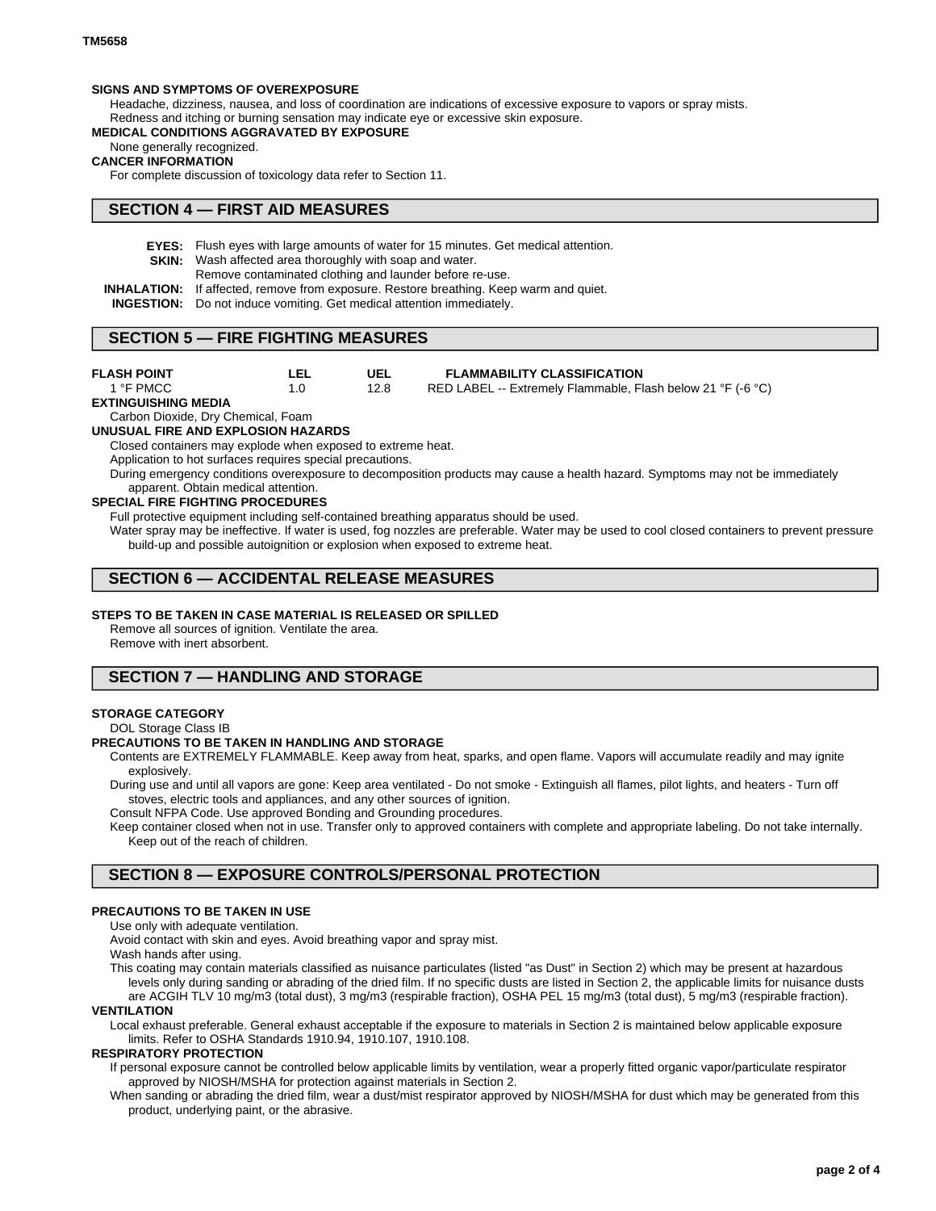**SIGNS AND SYMPTOMS OF OVEREXPOSURE**

Headache, dizziness, nausea, and loss of coordination are indications of excessive exposure to vapors or spray mists.
Redness and itching or burning sensation may indicate eye or excessive skin exposure.

**MEDICAL CONDITIONS AGGRAVATED BY EXPOSURE**

None generally recognized.

**CANCER INFORMATION**

For complete discussion of toxicology data refer to Section 11.

## SECTION 4 — FIRST AID MEASURES

**EYES:** Flush eyes with large amounts of water for 15 minutes. Get medical attention.
**SKIN:** Wash affected area thoroughly with soap and water.
Remove contaminated clothing and launder before re-use.
**INHALATION:** If affected, remove from exposure. Restore breathing. Keep warm and quiet.
**INGESTION:** Do not induce vomiting. Get medical attention immediately.

## SECTION 5 — FIRE FIGHTING MEASURES

| FLASH POINT | LEL | UEL | FLAMMABILITY CLASSIFICATION |
|---|---|---|---|
| 1 °F PMCC | 1.0 | 12.8 | RED LABEL -- Extremely Flammable, Flash below 21 °F (-6 °C) |

**EXTINGUISHING MEDIA**

Carbon Dioxide, Dry Chemical, Foam

**UNUSUAL FIRE AND EXPLOSION HAZARDS**

Closed containers may explode when exposed to extreme heat.
Application to hot surfaces requires special precautions.
During emergency conditions overexposure to decomposition products may cause a health hazard. Symptoms may not be immediately apparent. Obtain medical attention.

**SPECIAL FIRE FIGHTING PROCEDURES**

Full protective equipment including self-contained breathing apparatus should be used.
Water spray may be ineffective. If water is used, fog nozzles are preferable. Water may be used to cool closed containers to prevent pressure build-up and possible autoignition or explosion when exposed to extreme heat.

## SECTION 6 — ACCIDENTAL RELEASE MEASURES

**STEPS TO BE TAKEN IN CASE MATERIAL IS RELEASED OR SPILLED**

Remove all sources of ignition. Ventilate the area.
Remove with inert absorbent.

## SECTION 7 — HANDLING AND STORAGE

**STORAGE CATEGORY**

DOL Storage Class IB

**PRECAUTIONS TO BE TAKEN IN HANDLING AND STORAGE**

Contents are EXTREMELY FLAMMABLE. Keep away from heat, sparks, and open flame. Vapors will accumulate readily and may ignite explosively.
During use and until all vapors are gone: Keep area ventilated - Do not smoke - Extinguish all flames, pilot lights, and heaters - Turn off stoves, electric tools and appliances, and any other sources of ignition.
Consult NFPA Code. Use approved Bonding and Grounding procedures.
Keep container closed when not in use. Transfer only to approved containers with complete and appropriate labeling. Do not take internally. Keep out of the reach of children.

## SECTION 8 — EXPOSURE CONTROLS/PERSONAL PROTECTION

**PRECAUTIONS TO BE TAKEN IN USE**

Use only with adequate ventilation.
Avoid contact with skin and eyes. Avoid breathing vapor and spray mist.
Wash hands after using.
This coating may contain materials classified as nuisance particulates (listed "as Dust" in Section 2) which may be present at hazardous levels only during sanding or abrading of the dried film. If no specific dusts are listed in Section 2, the applicable limits for nuisance dusts are ACGIH TLV 10 mg/m3 (total dust), 3 mg/m3 (respirable fraction), OSHA PEL 15 mg/m3 (total dust), 5 mg/m3 (respirable fraction).

**VENTILATION**

Local exhaust preferable. General exhaust acceptable if the exposure to materials in Section 2 is maintained below applicable exposure limits. Refer to OSHA Standards 1910.94, 1910.107, 1910.108.

**RESPIRATORY PROTECTION**

If personal exposure cannot be controlled below applicable limits by ventilation, wear a properly fitted organic vapor/particulate respirator approved by NIOSH/MSHA for protection against materials in Section 2.
When sanding or abrading the dried film, wear a dust/mist respirator approved by NIOSH/MSHA for dust which may be generated from this product, underlying paint, or the abrasive.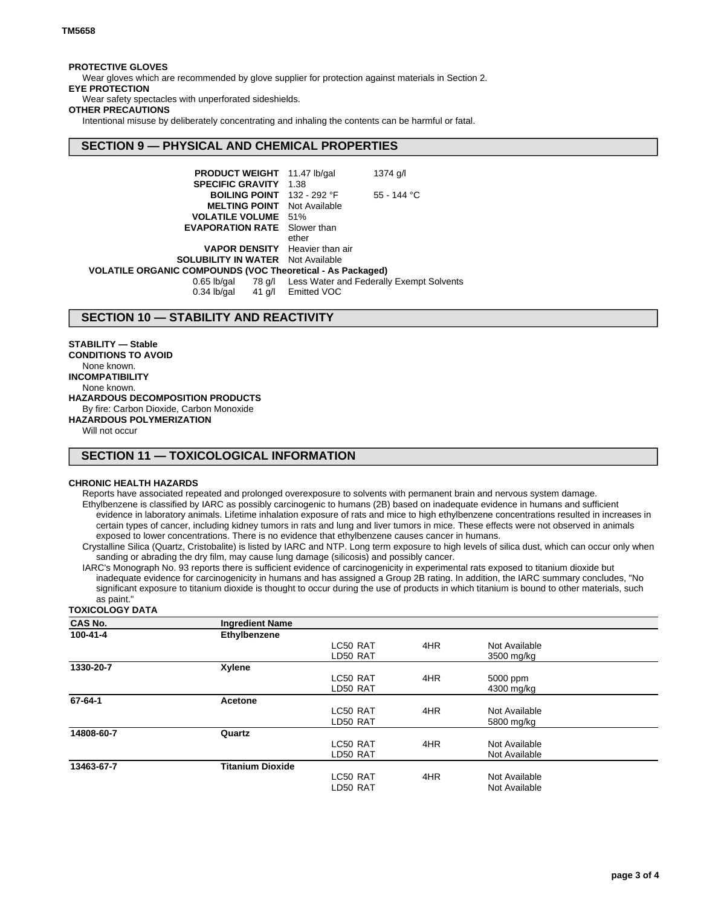**PROTECTIVE GLOVES**

Wear gloves which are recommended by glove supplier for protection against materials in Section 2.

**EYE PROTECTION**

Wear safety spectacles with unperforated sideshields.

**OTHER PRECAUTIONS**

Intentional misuse by deliberately concentrating and inhaling the contents can be harmful or fatal.

## SECTION 9 — PHYSICAL AND CHEMICAL PROPERTIES

| | | |
|---|---|---|
| **PRODUCT WEIGHT** | 11.47 lb/gal | 1374 g/l |
| **SPECIFIC GRAVITY** | 1.38 | |
| **BOILING POINT** | 132 - 292 °F | 55 - 144 °C |
| **MELTING POINT** | Not Available | |
| **VOLATILE VOLUME** | 51% | |
| **EVAPORATION RATE** | Slower than ether | |
| **VAPOR DENSITY** | Heavier than air | |
| **SOLUBILITY IN WATER** | Not Available | |

**VOLATILE ORGANIC COMPOUNDS (VOC Theoretical - As Packaged)**

| | | |
|---|---|---|
| 0.65 lb/gal | 78 g/l | Less Water and Federally Exempt Solvents |
| 0.34 lb/gal | 41 g/l | Emitted VOC |

## SECTION 10 — STABILITY AND REACTIVITY

**STABILITY — Stable**

**CONDITIONS TO AVOID**

None known.

**INCOMPATIBILITY**

None known.

**HAZARDOUS DECOMPOSITION PRODUCTS**

By fire: Carbon Dioxide, Carbon Monoxide

**HAZARDOUS POLYMERIZATION**

Will not occur

## SECTION 11 — TOXICOLOGICAL INFORMATION

**CHRONIC HEALTH HAZARDS**

Reports have associated repeated and prolonged overexposure to solvents with permanent brain and nervous system damage.

Ethylbenzene is classified by IARC as possibly carcinogenic to humans (2B) based on inadequate evidence in humans and sufficient evidence in laboratory animals. Lifetime inhalation exposure of rats and mice to high ethylbenzene concentrations resulted in increases in certain types of cancer, including kidney tumors in rats and lung and liver tumors in mice. These effects were not observed in animals exposed to lower concentrations. There is no evidence that ethylbenzene causes cancer in humans.

Crystalline Silica (Quartz, Cristobalite) is listed by IARC and NTP. Long term exposure to high levels of silica dust, which can occur only when sanding or abrading the dry film, may cause lung damage (silicosis) and possibly cancer.

IARC's Monograph No. 93 reports there is sufficient evidence of carcinogenicity in experimental rats exposed to titanium dioxide but inadequate evidence for carcinogenicity in humans and has assigned a Group 2B rating. In addition, the IARC summary concludes, "No significant exposure to titanium dioxide is thought to occur during the use of products in which titanium is bound to other materials, such as paint."

**TOXICOLOGY DATA**

| CAS No. | Ingredient Name | | | |
|---|---|---|---|---|
| **100-41-4** | **Ethylbenzene** | | | |
| | | LC50 RAT | 4HR | Not Available |
| | | LD50 RAT | | 3500 mg/kg |
| **1330-20-7** | **Xylene** | | | |
| | | LC50 RAT | 4HR | 5000 ppm |
| | | LD50 RAT | | 4300 mg/kg |
| **67-64-1** | **Acetone** | | | |
| | | LC50 RAT | 4HR | Not Available |
| | | LD50 RAT | | 5800 mg/kg |
| **14808-60-7** | **Quartz** | | | |
| | | LC50 RAT | 4HR | Not Available |
| | | LD50 RAT | | Not Available |
| **13463-67-7** | **Titanium Dioxide** | | | |
| | | LC50 RAT | 4HR | Not Available |
| | | LD50 RAT | | Not Available |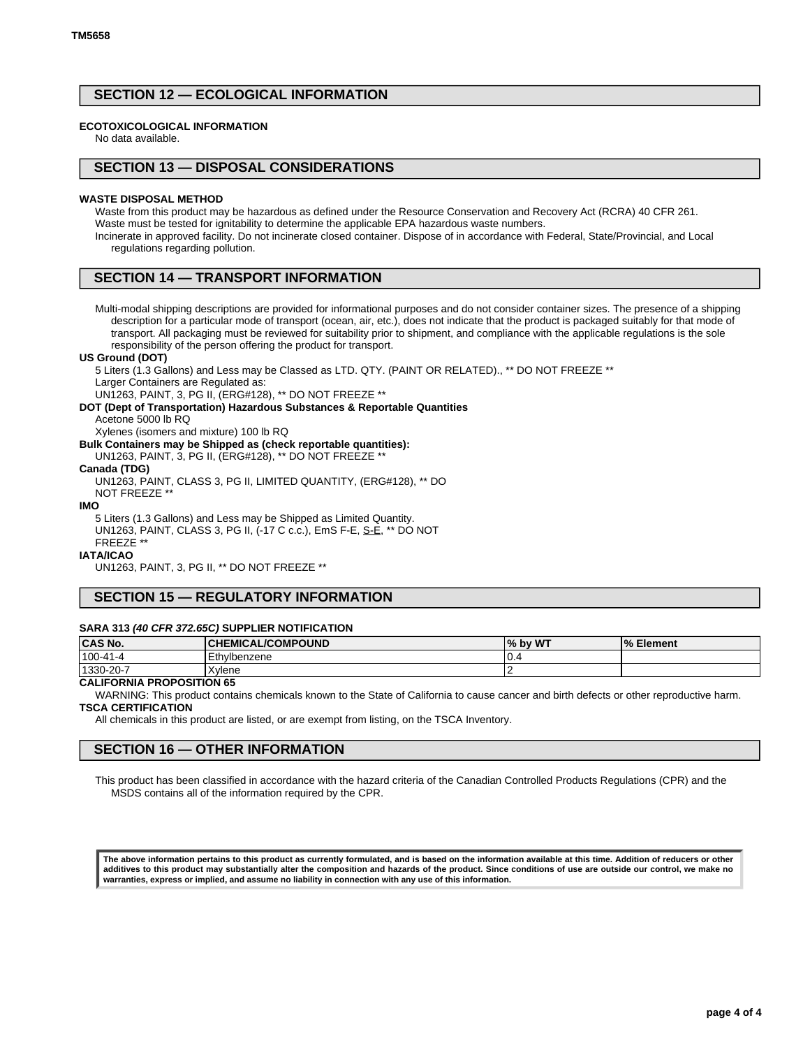## SECTION 12 — ECOLOGICAL INFORMATION

**ECOTOXICOLOGICAL INFORMATION**

No data available.

## SECTION 13 — DISPOSAL CONSIDERATIONS

**WASTE DISPOSAL METHOD**

Waste from this product may be hazardous as defined under the Resource Conservation and Recovery Act (RCRA) 40 CFR 261.
Waste must be tested for ignitability to determine the applicable EPA hazardous waste numbers.
Incinerate in approved facility. Do not incinerate closed container. Dispose of in accordance with Federal, State/Provincial, and Local regulations regarding pollution.

## SECTION 14 — TRANSPORT INFORMATION

Multi-modal shipping descriptions are provided for informational purposes and do not consider container sizes. The presence of a shipping description for a particular mode of transport (ocean, air, etc.), does not indicate that the product is packaged suitably for that mode of transport. All packaging must be reviewed for suitability prior to shipment, and compliance with the applicable regulations is the sole responsibility of the person offering the product for transport.

**US Ground (DOT)**

5 Liters (1.3 Gallons) and Less may be Classed as LTD. QTY. (PAINT OR RELATED)., ** DO NOT FREEZE **
Larger Containers are Regulated as:
UN1263, PAINT, 3, PG II, (ERG#128), ** DO NOT FREEZE **

**DOT (Dept of Transportation) Hazardous Substances & Reportable Quantities**

Acetone 5000 lb RQ
Xylenes (isomers and mixture) 100 lb RQ

**Bulk Containers may be Shipped as (check reportable quantities):**

UN1263, PAINT, 3, PG II, (ERG#128), ** DO NOT FREEZE **

**Canada (TDG)**

UN1263, PAINT, CLASS 3, PG II, LIMITED QUANTITY, (ERG#128), ** DO NOT FREEZE **

**IMO**

5 Liters (1.3 Gallons) and Less may be Shipped as Limited Quantity.
UN1263, PAINT, CLASS 3, PG II, (-17 C c.c.), EmS F-E, S-E, ** DO NOT FREEZE **

**IATA/ICAO**

UN1263, PAINT, 3, PG II, ** DO NOT FREEZE **

## SECTION 15 — REGULATORY INFORMATION

**SARA 313** ***(40 CFR 372.65C)*** **SUPPLIER NOTIFICATION**

| CAS No. | CHEMICAL/COMPOUND | % by WT | % Element |
|---|---|---|---|
| 100-41-4 | Ethylbenzene | 0.4 | |
| 1330-20-7 | Xylene | 2 | |

**CALIFORNIA PROPOSITION 65**

WARNING: This product contains chemicals known to the State of California to cause cancer and birth defects or other reproductive harm.

**TSCA CERTIFICATION**

All chemicals in this product are listed, or are exempt from listing, on the TSCA Inventory.

## SECTION 16 — OTHER INFORMATION

This product has been classified in accordance with the hazard criteria of the Canadian Controlled Products Regulations (CPR) and the MSDS contains all of the information required by the CPR.

**The above information pertains to this product as currently formulated, and is based on the information available at this time. Addition of reducers or other additives to this product may substantially alter the composition and hazards of the product. Since conditions of use are outside our control, we make no warranties, express or implied, and assume no liability in connection with any use of this information.**